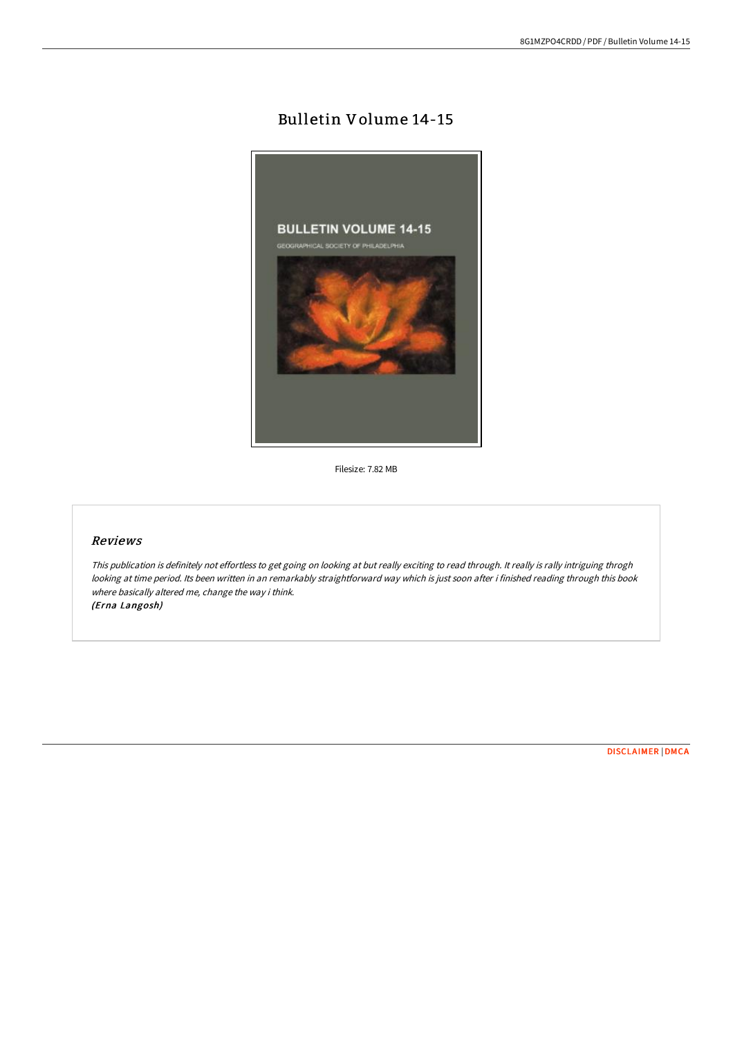# Bulletin Volume 14-15

Filesize: 7.82 MB

## *Reviews*

*This publication is definitely not effortless to get going on looking at but really exciting to read through. It really is rally intriguing throgh looking at time period. Its been written in an remarkably straightforward way which is just soon after i finished reading through this book where basically altered me, change the way i think.*
*(Erna Langosh)*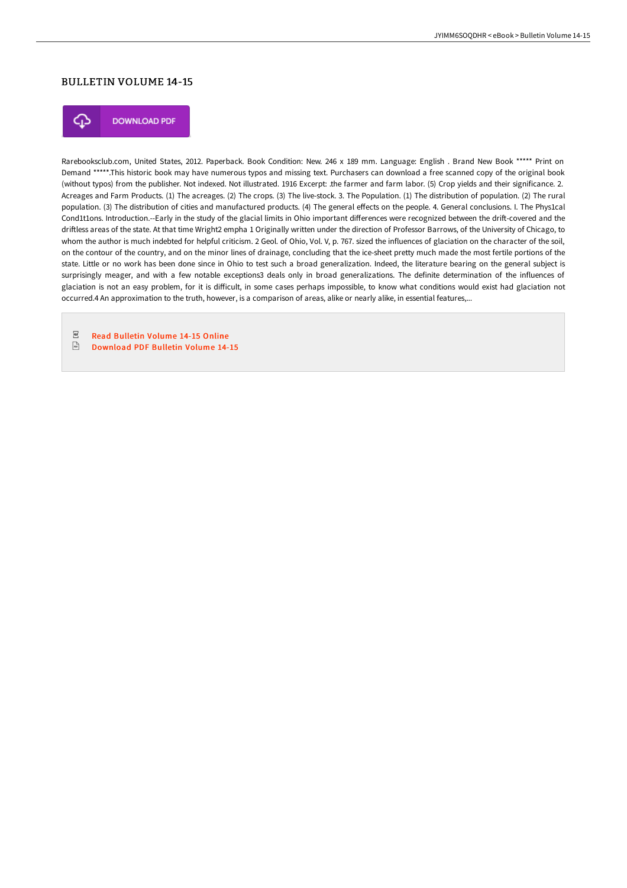# BULLETIN VOLUME 14-15

DOWNLOAD PDF

Rarebooksclub.com, United States, 2012. Paperback. Book Condition: New. 246 x 189 mm. Language: English . Brand New Book ***** Print on Demand *****.This historic book may have numerous typos and missing text. Purchasers can download a free scanned copy of the original book (without typos) from the publisher. Not indexed. Not illustrated. 1916 Excerpt: .the farmer and farm labor. (5) Crop yields and their significance. 2. Acreages and Farm Products. (1) The acreages. (2) The crops. (3) The live-stock. 3. The Population. (1) The distribution of population. (2) The rural population. (3) The distribution of cities and manufactured products. (4) The general effects on the people. 4. General conclusions. I. The Phys1cal Cond1t1ons. Introduction.--Early in the study of the glacial limits in Ohio important differences were recognized between the drift-covered and the driftless areas of the state. At that time Wright2 empha 1 Originally written under the direction of Professor Barrows, of the University of Chicago, to whom the author is much indebted for helpful criticism. 2 Geol. of Ohio, Vol. V, p. 767. sized the influences of glaciation on the character of the soil, on the contour of the country, and on the minor lines of drainage, concluding that the ice-sheet pretty much made the most fertile portions of the state. Little or no work has been done since in Ohio to test such a broad generalization. Indeed, the literature bearing on the general subject is surprisingly meager, and with a few notable exceptions3 deals only in broad generalizations. The definite determination of the influences of glaciation is not an easy problem, for it is difficult, in some cases perhaps impossible, to know what conditions would exist had glaciation not occurred.4 An approximation to the truth, however, is a comparison of areas, alike or nearly alike, in essential features,...

Read Bulletin Volume 14-15 Online

Download PDF Bulletin Volume 14-15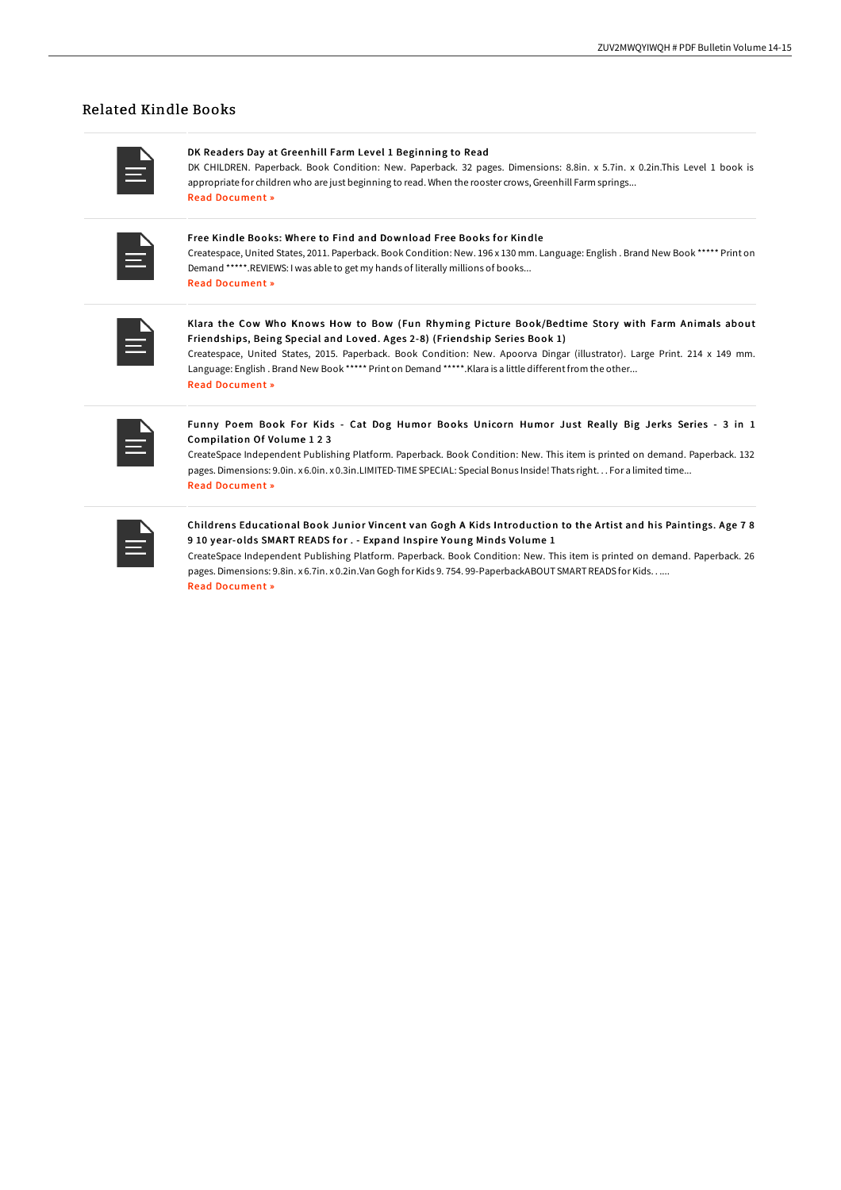## Related Kindle Books

### DK Readers Day at Greenhill Farm Level 1 Beginning to Read

DK CHILDREN. Paperback. Book Condition: New. Paperback. 32 pages. Dimensions: 8.8in. x 5.7in. x 0.2in.This Level 1 book is appropriate for children who are just beginning to read. When the rooster crows, Greenhill Farm springs...

Read Document »

### Free Kindle Books: Where to Find and Download Free Books for Kindle

Createspace, United States, 2011. Paperback. Book Condition: New. 196 x 130 mm. Language: English . Brand New Book ***** Print on Demand *****.REVIEWS: I was able to get my hands of literally millions of books...

Read Document »

### Klara the Cow Who Knows How to Bow (Fun Rhyming Picture Book/Bedtime Story with Farm Animals about Friendships, Being Special and Loved. Ages 2-8) (Friendship Series Book 1)

Createspace, United States, 2015. Paperback. Book Condition: New. Apoorva Dingar (illustrator). Large Print. 214 x 149 mm. Language: English . Brand New Book ***** Print on Demand *****.Klara is a little different from the other...

Read Document »

### Funny Poem Book For Kids - Cat Dog Humor Books Unicorn Humor Just Really Big Jerks Series - 3 in 1 Compilation Of Volume 1 2 3

CreateSpace Independent Publishing Platform. Paperback. Book Condition: New. This item is printed on demand. Paperback. 132 pages. Dimensions: 9.0in. x 6.0in. x 0.3in.LIMITED-TIME SPECIAL: Special Bonus Inside! Thats right. . . For a limited time...

Read Document »

### Childrens Educational Book Junior Vincent van Gogh A Kids Introduction to the Artist and his Paintings. Age 7 8 9 10 year-olds SMART READS for . - Expand Inspire Young Minds Volume 1

CreateSpace Independent Publishing Platform. Paperback. Book Condition: New. This item is printed on demand. Paperback. 26 pages. Dimensions: 9.8in. x 6.7in. x 0.2in.Van Gogh for Kids 9. 754. 99-PaperbackABOUT SMART READS for Kids. . ....

Read Document »